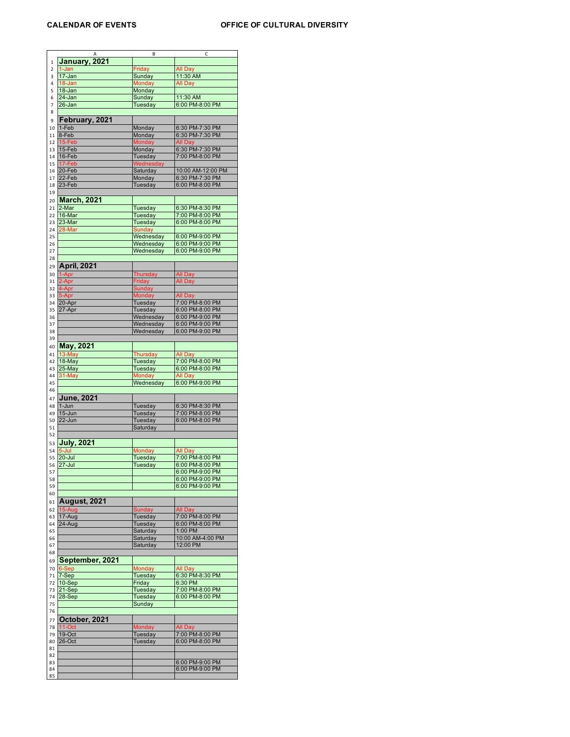CALENDAR OF EVENTS

OFFICE OF CULTURAL DIVERSITY

| | A | B | C |
|---|---|---|---|
| 1 | **January, 2021** | | |
| 2 | 1-Jan | Friday | All Day |
| 3 | 17-Jan | Sunday | 11:30 AM |
| 4 | 18-Jan | Monday | All Day |
| 5 | 18-Jan | Monday | |
| 6 | 24-Jan | Sunday | 11:30 AM |
| 7 | 26-Jan | Tuesday | 6:00 PM-8:00 PM |
| 8 | | | |
| 9 | **February, 2021** | | |
| 10 | 1-Feb | Monday | 6:30 PM-7:30 PM |
| 11 | 8-Feb | Monday | 6:30 PM-7:30 PM |
| 12 | 15-Feb | Monday | All Day |
| 13 | 15-Feb | Monday | 6:30 PM-7:30 PM |
| 14 | 16-Feb | Tuesday | 7:00 PM-8:00 PM |
| 15 | 17-Feb | Wednesday | |
| 16 | 20-Feb | Saturday | 10:00 AM-12:00 PM |
| 17 | 22-Feb | Monday | 6:30 PM-7:30 PM |
| 18 | 23-Feb | Tuesday | 6:00 PM-8:00 PM |
| 19 | | | |
| 20 | **March, 2021** | | |
| 21 | 2-Mar | Tuesday | 6:30 PM-8:30 PM |
| 22 | 16-Mar | Tuesday | 7:00 PM-8:00 PM |
| 23 | 23-Mar | Tuesday | 6:00 PM-8:00 PM |
| 24 | 28-Mar | Sunday | |
| 25 | | Wednesday | 6:00 PM-9:00 PM |
| 26 | | Wednesday | 6:00 PM-9:00 PM |
| 27 | | Wednesday | 6:00 PM-9:00 PM |
| 28 | | | |
| 29 | **April, 2021** | | |
| 30 | 1-Apr | Thursday | All Day |
| 31 | 2-Apr | Friday | All Day |
| 32 | 4-Apr | Sunday | |
| 33 | 5-Apr | Monday | All Day |
| 34 | 20-Apr | Tuesday | 7:00 PM-8:00 PM |
| 35 | 27-Apr | Tuesday | 6:00 PM-8:00 PM |
| 36 | | Wednesday | 6:00 PM-9:00 PM |
| 37 | | Wednesday | 6:00 PM-9:00 PM |
| 38 | | Wednesday | 6:00 PM-9:00 PM |
| 39 | | | |
| 40 | **May, 2021** | | |
| 41 | 13-May | Thursday | All Day |
| 42 | 18-May | Tuesday | 7:00 PM-8:00 PM |
| 43 | 25-May | Tuesday | 6:00 PM-8:00 PM |
| 44 | 31-May | Monday | All Day |
| 45 | | Wednesday | 6:00 PM-9:00 PM |
| 46 | | | |
| 47 | **June, 2021** | | |
| 48 | 1-Jun | Tuesday | 6:30 PM-8:30 PM |
| 49 | 15-Jun | Tuesday | 7:00 PM-8:00 PM |
| 50 | 22-Jun | Tuesday | 6:00 PM-8:00 PM |
| 51 | | Saturday | |
| 52 | | | |
| 53 | **July, 2021** | | |
| 54 | 5-Jul | Monday | All Day |
| 55 | 20-Jul | Tuesday | 7:00 PM-8:00 PM |
| 56 | 27-Jul | Tuesday | 6:00 PM-8:00 PM |
| 57 | | | 6:00 PM-9:00 PM |
| 58 | | | 6:00 PM-9:00 PM |
| 59 | | | 6:00 PM-9:00 PM |
| 60 | | | |
| 61 | **August, 2021** | | |
| 62 | 15-Aug | Sunday | All Day |
| 63 | 17-Aug | Tuesday | 7:00 PM-8:00 PM |
| 64 | 24-Aug | Tuesday | 6:00 PM-8:00 PM |
| 65 | | Saturday | 1:00 PM |
| 66 | | Saturday | 10:00 AM-4:00 PM |
| 67 | | Saturday | 12:00 PM |
| 68 | | | |
| 69 | **September, 2021** | | |
| 70 | 6-Sep | Monday | All Day |
| 71 | 7-Sep | Tuesday | 6:30 PM-8:30 PM |
| 72 | 10-Sep | Friday | 6:30 PM |
| 73 | 21-Sep | Tuesday | 7:00 PM-8:00 PM |
| 74 | 28-Sep | Tuesday | 6:00 PM-8:00 PM |
| 75 | | Sunday | |
| 76 | | | |
| 77 | **October, 2021** | | |
| 78 | 11-Oct | Monday | All Day |
| 79 | 19-Oct | Tuesday | 7:00 PM-8:00 PM |
| 80 | 26-Oct | Tuesday | 6:00 PM-8:00 PM |
| 81 | | | |
| 82 | | | |
| 83 | | | 6:00 PM-9:00 PM |
| 84 | | | 6:00 PM-9:00 PM |
| 85 | | | |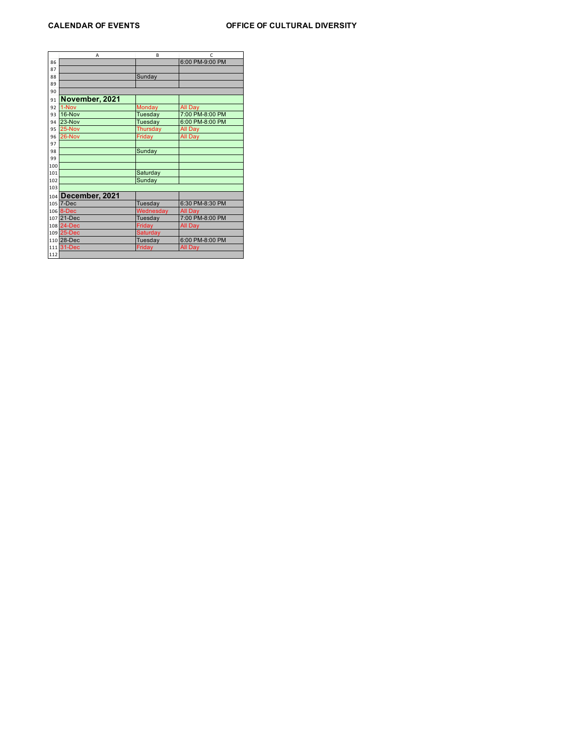CALENDAR OF EVENTS

OFFICE OF CULTURAL DIVERSITY

| | A | B | C |
|---|---|---|---|
| 86 | | | 6:00 PM-9:00 PM |
| 87 | | | |
| 88 | | Sunday | |
| 89 | | | |
| 90 | | | |
| 91 | **November, 2021** | | |
| 92 | 1-Nov | Monday | All Day |
| 93 | 16-Nov | Tuesday | 7:00 PM-8:00 PM |
| 94 | 23-Nov | Tuesday | 6:00 PM-8:00 PM |
| 95 | 25-Nov | Thursday | All Day |
| 96 | 26-Nov | Friday | All Day |
| 97 | | | |
| 98 | | Sunday | |
| 99 | | | |
| 100 | | | |
| 101 | | Saturday | |
| 102 | | Sunday | |
| 103 | | | |
| 104 | **December, 2021** | | |
| 105 | 7-Dec | Tuesday | 6:30 PM-8:30 PM |
| 106 | 8-Dec | Wednesday | All Day |
| 107 | 21-Dec | Tuesday | 7:00 PM-8:00 PM |
| 108 | 24-Dec | Friday | All Day |
| 109 | 25-Dec | Saturday | |
| 110 | 28-Dec | Tuesday | 6:00 PM-8:00 PM |
| 111 | 31-Dec | Friday | All Day |
| 112 | | | |